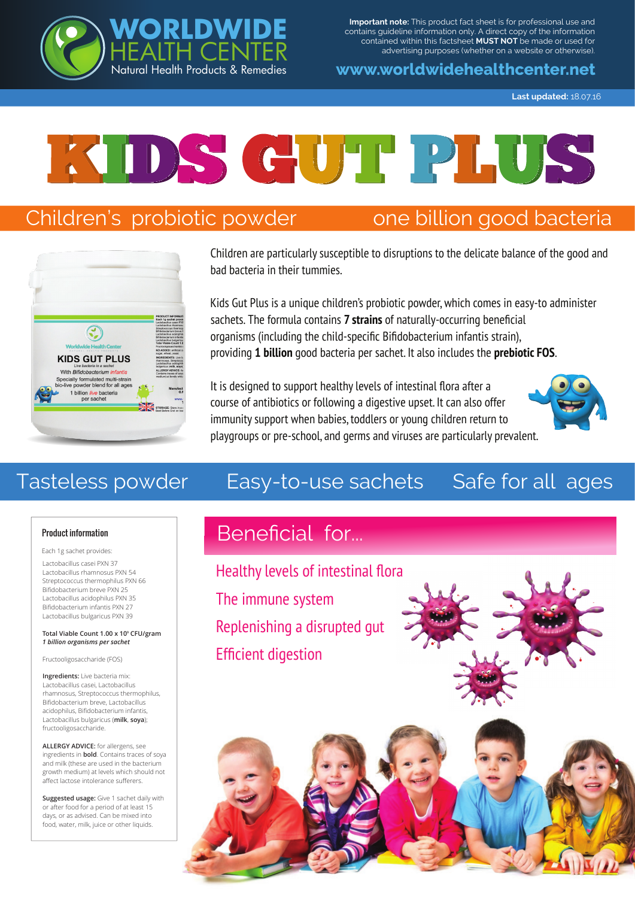# WORLDWIDE HEALTH CENTER

Natural Health Products & Remedies

**Important note:** This product fact sheet is for professional use and contains guideline information only. A direct copy of the information contained within this factsheet **MUST NOT** be made or used for advertising purposes (whether on a website or otherwise).

**www.worldwidehealthcenter.net**

**Last updated:** 18.07.16

# KIDS GUT PLUS

## Children's probiotic powder — one billion good bacteria

Children are particularly susceptible to disruptions to the delicate balance of the good and bad bacteria in their tummies.

Kids Gut Plus is a unique children's probiotic powder, which comes in easy-to administer sachets. The formula contains **7 strains** of naturally-occurring beneficial organisms (including the child-specific Bifidobacterium infantis strain), providing **1 billion** good bacteria per sachet. It also includes the **prebiotic FOS**.

It is designed to support healthy levels of intestinal flora after a course of antibiotics or following a digestive upset. It can also offer immunity support when babies, toddlers or young children return to playgroups or pre-school, and germs and viruses are particularly prevalent.

## Tasteless powder — Easy-to-use sachets — Safe for all ages

### Product information

Each 1g sachet provides:

Lactobacillus casei PXN 37
Lactobacillus rhamnosus PXN 54
Streptococcus thermophilus PXN 66
Bifidobacterium breve PXN 25
Lactobacillus acidophilus PXN 35
Bifidobacterium infantis PXN 27
Lactobacillus bulgaricus PXN 39

Total Viable Count 1.00 x $10^9$ CFU/gram
*1 billion organisms per sachet*

Fructooligosaccharide (FOS)

**Ingredients:** Live bacteria mix: Lactobacillus casei, Lactobacillus rhamnosus, Streptococcus thermophilus, Bifidobacterium breve, Lactobacillus acidophilus, Bifidobacterium infantis, Lactobacillus bulgaricus (**milk**, **soya**); fructooligosaccharide.

**ALLERGY ADVICE:** for allergens, see ingredients in **bold**. Contains traces of soya and milk (these are used in the bacterium growth medium) at levels which should not affect lactose intolerance sufferers.

**Suggested usage:** Give 1 sachet daily with or after food for a period of at least 15 days, or as advised. Can be mixed into food, water, milk, juice or other liquids.

## Beneficial for...

- Healthy levels of intestinal flora
- The immune system
- Replenishing a disrupted gut
- Efficient digestion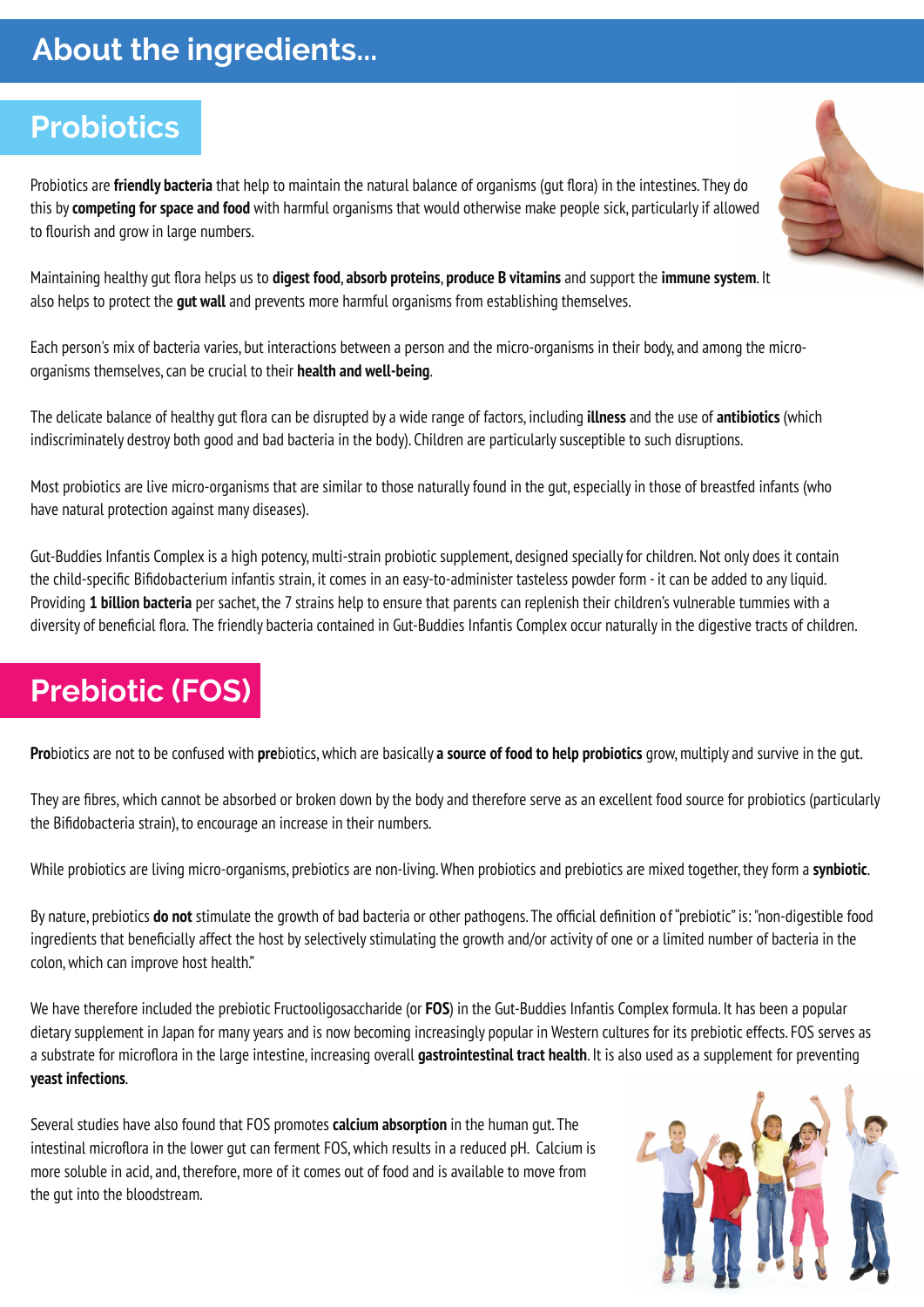# About the ingredients...

## Probiotics

Probiotics are **friendly bacteria** that help to maintain the natural balance of organisms (gut flora) in the intestines. They do this by **competing for space and food** with harmful organisms that would otherwise make people sick, particularly if allowed to flourish and grow in large numbers.

Maintaining healthy gut flora helps us to **digest food**, **absorb proteins**, **produce B vitamins** and support the **immune system**. It also helps to protect the **gut wall** and prevents more harmful organisms from establishing themselves.

Each person's mix of bacteria varies, but interactions between a person and the micro-organisms in their body, and among the micro-organisms themselves, can be crucial to their **health and well-being**.

The delicate balance of healthy gut flora can be disrupted by a wide range of factors, including **illness** and the use of **antibiotics** (which indiscriminately destroy both good and bad bacteria in the body). Children are particularly susceptible to such disruptions.

Most probiotics are live micro-organisms that are similar to those naturally found in the gut, especially in those of breastfed infants (who have natural protection against many diseases).

Gut-Buddies Infantis Complex is a high potency, multi-strain probiotic supplement, designed specially for children. Not only does it contain the child-specific Bifidobacterium infantis strain, it comes in an easy-to-administer tasteless powder form - it can be added to any liquid. Providing **1 billion bacteria** per sachet, the 7 strains help to ensure that parents can replenish their children's vulnerable tummies with a diversity of beneficial flora. The friendly bacteria contained in Gut-Buddies Infantis Complex occur naturally in the digestive tracts of children.

## Prebiotic (FOS)

**Pro**biotics are not to be confused with **pre**biotics, which are basically **a source of food to help probiotics** grow, multiply and survive in the gut.

They are fibres, which cannot be absorbed or broken down by the body and therefore serve as an excellent food source for probiotics (particularly the Bifidobacteria strain), to encourage an increase in their numbers.

While probiotics are living micro-organisms, prebiotics are non-living. When probiotics and prebiotics are mixed together, they form a **synbiotic**.

By nature, prebiotics **do not** stimulate the growth of bad bacteria or other pathogens. The official definition of "prebiotic" is: "non-digestible food ingredients that beneficially affect the host by selectively stimulating the growth and/or activity of one or a limited number of bacteria in the colon, which can improve host health."

We have therefore included the prebiotic Fructooligosaccharide (or **FOS**) in the Gut-Buddies Infantis Complex formula. It has been a popular dietary supplement in Japan for many years and is now becoming increasingly popular in Western cultures for its prebiotic effects. FOS serves as a substrate for microflora in the large intestine, increasing overall **gastrointestinal tract health**. It is also used as a supplement for preventing **yeast infections**.

Several studies have also found that FOS promotes **calcium absorption** in the human gut. The intestinal microflora in the lower gut can ferment FOS, which results in a reduced pH. Calcium is more soluble in acid, and, therefore, more of it comes out of food and is available to move from the gut into the bloodstream.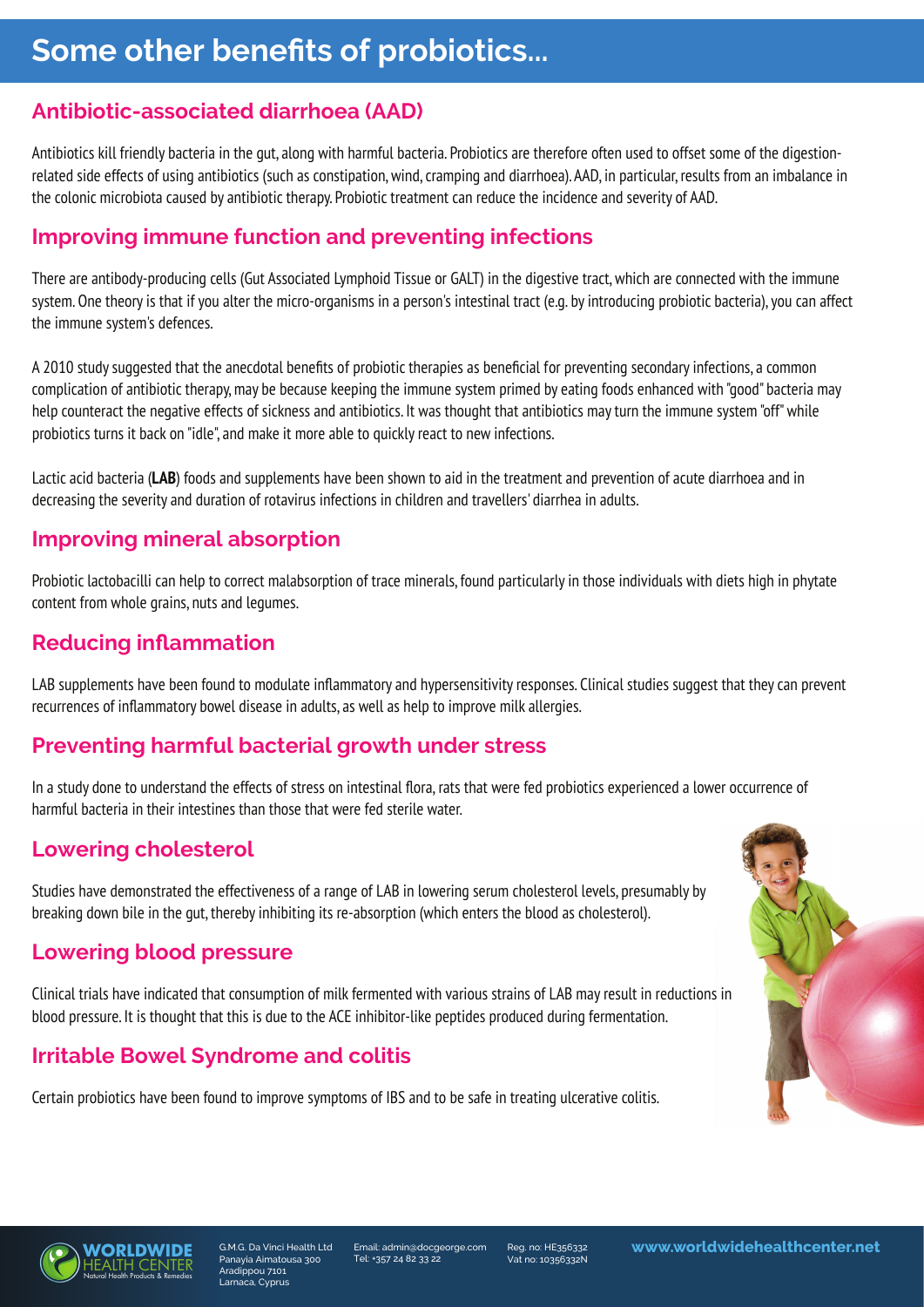# Some other benefits of probiotics...

## Antibiotic-associated diarrhoea (AAD)

Antibiotics kill friendly bacteria in the gut, along with harmful bacteria. Probiotics are therefore often used to offset some of the digestion-related side effects of using antibiotics (such as constipation, wind, cramping and diarrhoea). AAD, in particular, results from an imbalance in the colonic microbiota caused by antibiotic therapy. Probiotic treatment can reduce the incidence and severity of AAD.

## Improving immune function and preventing infections

There are antibody-producing cells (Gut Associated Lymphoid Tissue or GALT) in the digestive tract, which are connected with the immune system. One theory is that if you alter the micro-organisms in a person's intestinal tract (e.g. by introducing probiotic bacteria), you can affect the immune system's defences.

A 2010 study suggested that the anecdotal benefits of probiotic therapies as beneficial for preventing secondary infections, a common complication of antibiotic therapy, may be because keeping the immune system primed by eating foods enhanced with "good" bacteria may help counteract the negative effects of sickness and antibiotics. It was thought that antibiotics may turn the immune system "off" while probiotics turns it back on "idle", and make it more able to quickly react to new infections.

Lactic acid bacteria (**LAB**) foods and supplements have been shown to aid in the treatment and prevention of acute diarrhoea and in decreasing the severity and duration of rotavirus infections in children and travellers' diarrhea in adults.

## Improving mineral absorption

Probiotic lactobacilli can help to correct malabsorption of trace minerals, found particularly in those individuals with diets high in phytate content from whole grains, nuts and legumes.

## Reducing inflammation

LAB supplements have been found to modulate inflammatory and hypersensitivity responses. Clinical studies suggest that they can prevent recurrences of inflammatory bowel disease in adults, as well as help to improve milk allergies.

## Preventing harmful bacterial growth under stress

In a study done to understand the effects of stress on intestinal flora, rats that were fed probiotics experienced a lower occurrence of harmful bacteria in their intestines than those that were fed sterile water.

## Lowering cholesterol

Studies have demonstrated the effectiveness of a range of LAB in lowering serum cholesterol levels, presumably by breaking down bile in the gut, thereby inhibiting its re-absorption (which enters the blood as cholesterol).

## Lowering blood pressure

Clinical trials have indicated that consumption of milk fermented with various strains of LAB may result in reductions in blood pressure. It is thought that this is due to the ACE inhibitor-like peptides produced during fermentation.

## Irritable Bowel Syndrome and colitis

Certain probiotics have been found to improve symptoms of IBS and to be safe in treating ulcerative colitis.

WORLDWIDE HEALTH CENTER
Natural Health Products & Remedies

G.M.G. Da Vinci Health Ltd
Panayia Aimatousa 300
Aradippou 7101
Larnaca, Cyprus

Email: admin@docgeorge.com
Tel: +357 24 82 33 22

Reg. no: HE356332
Vat no: 10356332N

www.worldwidehealthcenter.net